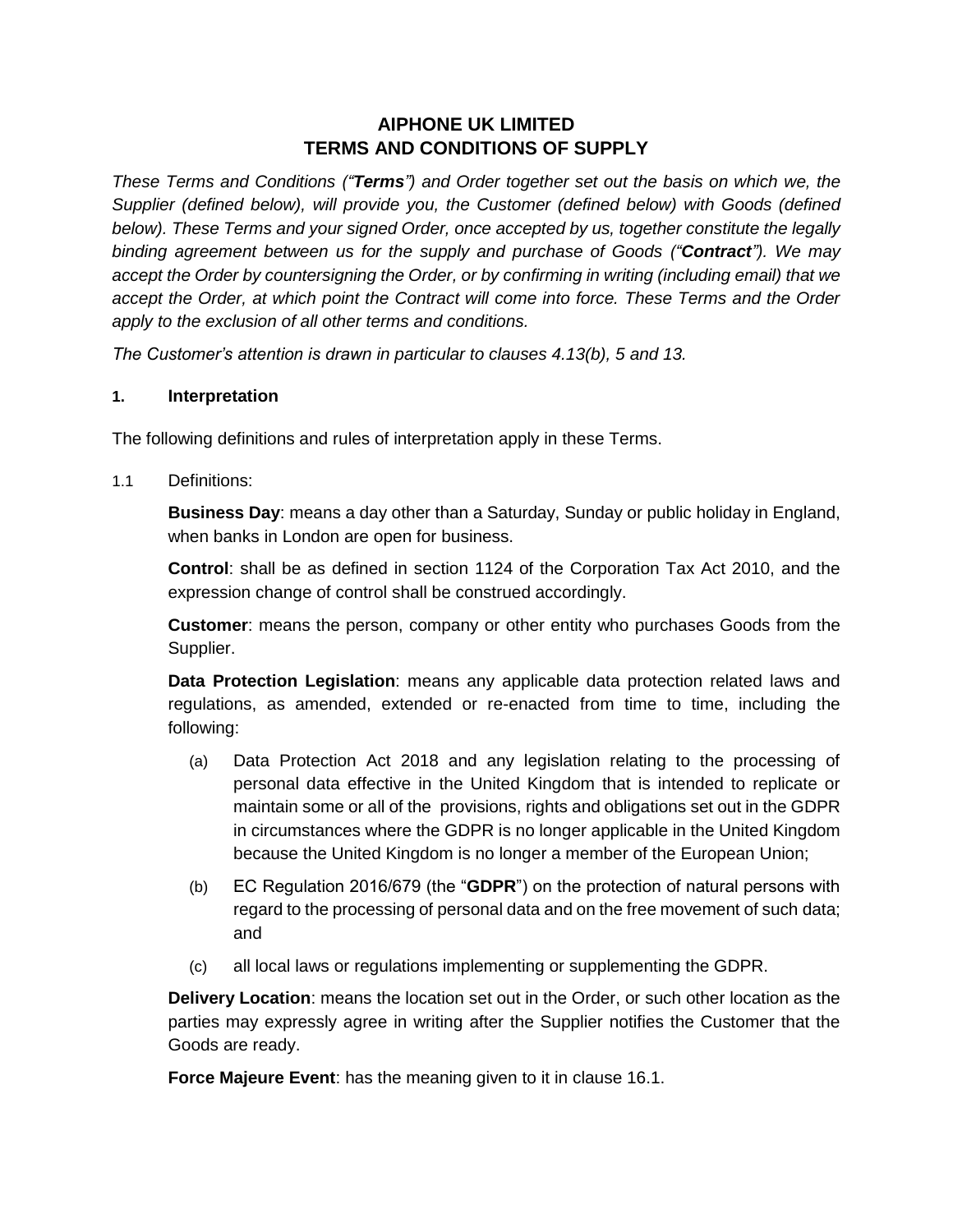# AIPHONE UK LIMITED
# TERMS AND CONDITIONS OF SUPPLY

*These Terms and Conditions ("**Terms**") and Order together set out the basis on which we, the Supplier (defined below), will provide you, the Customer (defined below) with Goods (defined below). These Terms and your signed Order, once accepted by us, together constitute the legally binding agreement between us for the supply and purchase of Goods ("**Contract**"). We may accept the Order by countersigning the Order, or by confirming in writing (including email) that we accept the Order, at which point the Contract will come into force. These Terms and the Order apply to the exclusion of all other terms and conditions.*

*The Customer's attention is drawn in particular to clauses 4.13(b), 5 and 13.*

## 1. Interpretation

The following definitions and rules of interpretation apply in these Terms.

1.1 Definitions:

**Business Day**: means a day other than a Saturday, Sunday or public holiday in England, when banks in London are open for business.

**Control**: shall be as defined in section 1124 of the Corporation Tax Act 2010, and the expression change of control shall be construed accordingly.

**Customer**: means the person, company or other entity who purchases Goods from the Supplier.

**Data Protection Legislation**: means any applicable data protection related laws and regulations, as amended, extended or re-enacted from time to time, including the following:

(a) Data Protection Act 2018 and any legislation relating to the processing of personal data effective in the United Kingdom that is intended to replicate or maintain some or all of the provisions, rights and obligations set out in the GDPR in circumstances where the GDPR is no longer applicable in the United Kingdom because the United Kingdom is no longer a member of the European Union;

(b) EC Regulation 2016/679 (the "**GDPR**") on the protection of natural persons with regard to the processing of personal data and on the free movement of such data; and

(c) all local laws or regulations implementing or supplementing the GDPR.

**Delivery Location**: means the location set out in the Order, or such other location as the parties may expressly agree in writing after the Supplier notifies the Customer that the Goods are ready.

**Force Majeure Event**: has the meaning given to it in clause 16.1.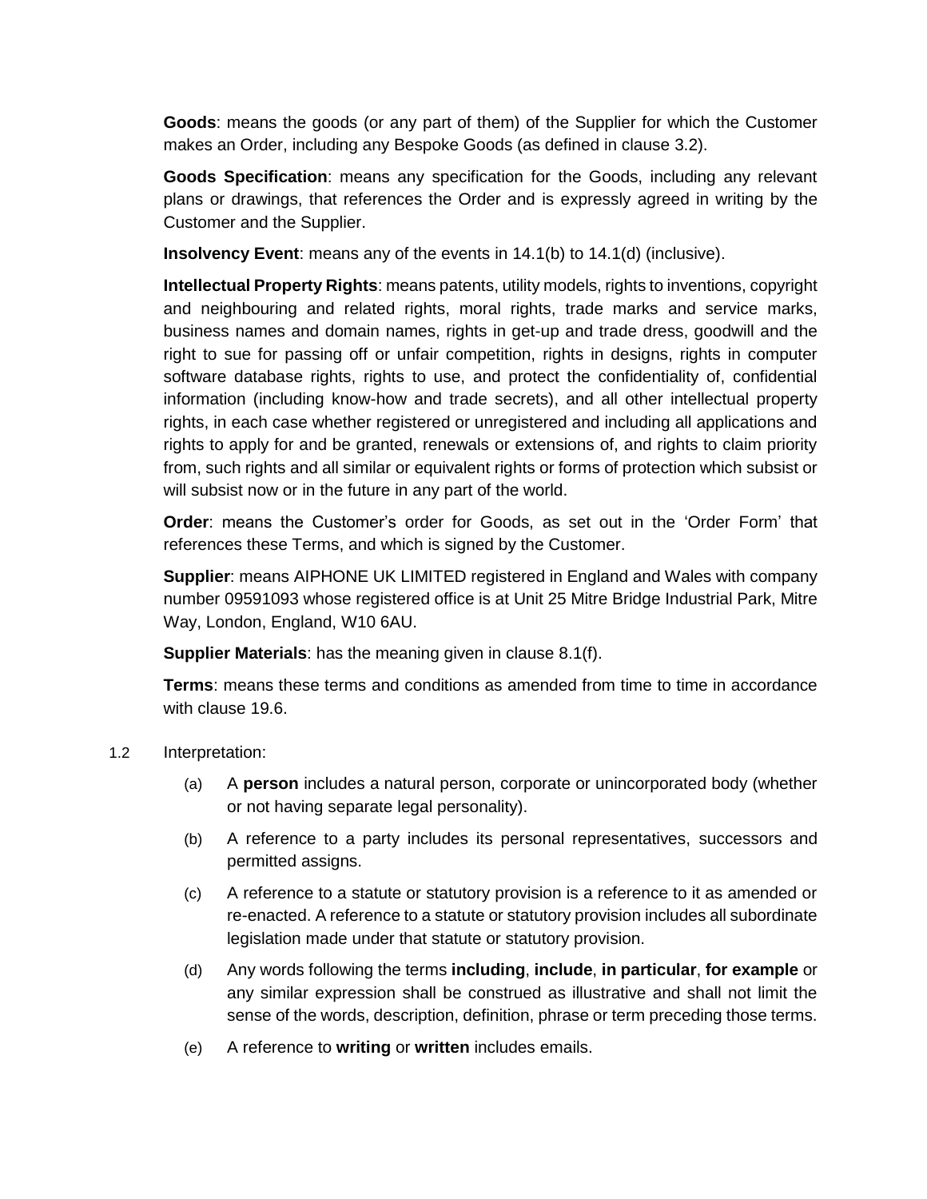**Goods**: means the goods (or any part of them) of the Supplier for which the Customer makes an Order, including any Bespoke Goods (as defined in clause 3.2).

**Goods Specification**: means any specification for the Goods, including any relevant plans or drawings, that references the Order and is expressly agreed in writing by the Customer and the Supplier.

**Insolvency Event**: means any of the events in 14.1(b) to 14.1(d) (inclusive).

**Intellectual Property Rights**: means patents, utility models, rights to inventions, copyright and neighbouring and related rights, moral rights, trade marks and service marks, business names and domain names, rights in get-up and trade dress, goodwill and the right to sue for passing off or unfair competition, rights in designs, rights in computer software database rights, rights to use, and protect the confidentiality of, confidential information (including know-how and trade secrets), and all other intellectual property rights, in each case whether registered or unregistered and including all applications and rights to apply for and be granted, renewals or extensions of, and rights to claim priority from, such rights and all similar or equivalent rights or forms of protection which subsist or will subsist now or in the future in any part of the world.

**Order**: means the Customer's order for Goods, as set out in the 'Order Form' that references these Terms, and which is signed by the Customer.

**Supplier**: means AIPHONE UK LIMITED registered in England and Wales with company number 09591093 whose registered office is at Unit 25 Mitre Bridge Industrial Park, Mitre Way, London, England, W10 6AU.

**Supplier Materials**: has the meaning given in clause 8.1(f).

**Terms**: means these terms and conditions as amended from time to time in accordance with clause 19.6.

1.2 Interpretation:

(a) A **person** includes a natural person, corporate or unincorporated body (whether or not having separate legal personality).

(b) A reference to a party includes its personal representatives, successors and permitted assigns.

(c) A reference to a statute or statutory provision is a reference to it as amended or re-enacted. A reference to a statute or statutory provision includes all subordinate legislation made under that statute or statutory provision.

(d) Any words following the terms **including**, **include**, **in particular**, **for example** or any similar expression shall be construed as illustrative and shall not limit the sense of the words, description, definition, phrase or term preceding those terms.

(e) A reference to **writing** or **written** includes emails.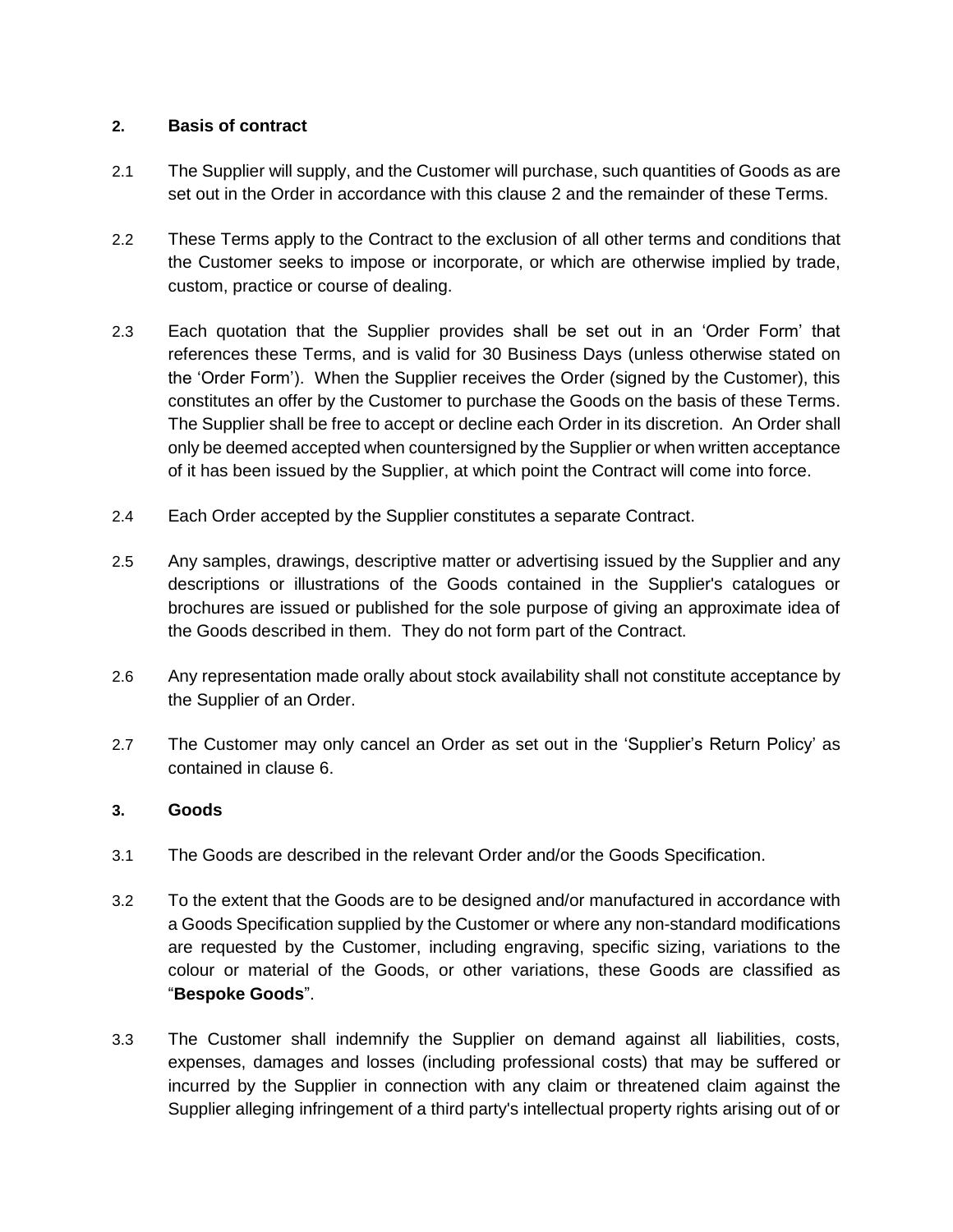## 2. Basis of contract

2.1 The Supplier will supply, and the Customer will purchase, such quantities of Goods as are set out in the Order in accordance with this clause 2 and the remainder of these Terms.

2.2 These Terms apply to the Contract to the exclusion of all other terms and conditions that the Customer seeks to impose or incorporate, or which are otherwise implied by trade, custom, practice or course of dealing.

2.3 Each quotation that the Supplier provides shall be set out in an 'Order Form' that references these Terms, and is valid for 30 Business Days (unless otherwise stated on the 'Order Form'). When the Supplier receives the Order (signed by the Customer), this constitutes an offer by the Customer to purchase the Goods on the basis of these Terms. The Supplier shall be free to accept or decline each Order in its discretion. An Order shall only be deemed accepted when countersigned by the Supplier or when written acceptance of it has been issued by the Supplier, at which point the Contract will come into force.

2.4 Each Order accepted by the Supplier constitutes a separate Contract.

2.5 Any samples, drawings, descriptive matter or advertising issued by the Supplier and any descriptions or illustrations of the Goods contained in the Supplier's catalogues or brochures are issued or published for the sole purpose of giving an approximate idea of the Goods described in them. They do not form part of the Contract.

2.6 Any representation made orally about stock availability shall not constitute acceptance by the Supplier of an Order.

2.7 The Customer may only cancel an Order as set out in the 'Supplier's Return Policy' as contained in clause 6.

## 3. Goods

3.1 The Goods are described in the relevant Order and/or the Goods Specification.

3.2 To the extent that the Goods are to be designed and/or manufactured in accordance with a Goods Specification supplied by the Customer or where any non-standard modifications are requested by the Customer, including engraving, specific sizing, variations to the colour or material of the Goods, or other variations, these Goods are classified as "**Bespoke Goods**".

3.3 The Customer shall indemnify the Supplier on demand against all liabilities, costs, expenses, damages and losses (including professional costs) that may be suffered or incurred by the Supplier in connection with any claim or threatened claim against the Supplier alleging infringement of a third party's intellectual property rights arising out of or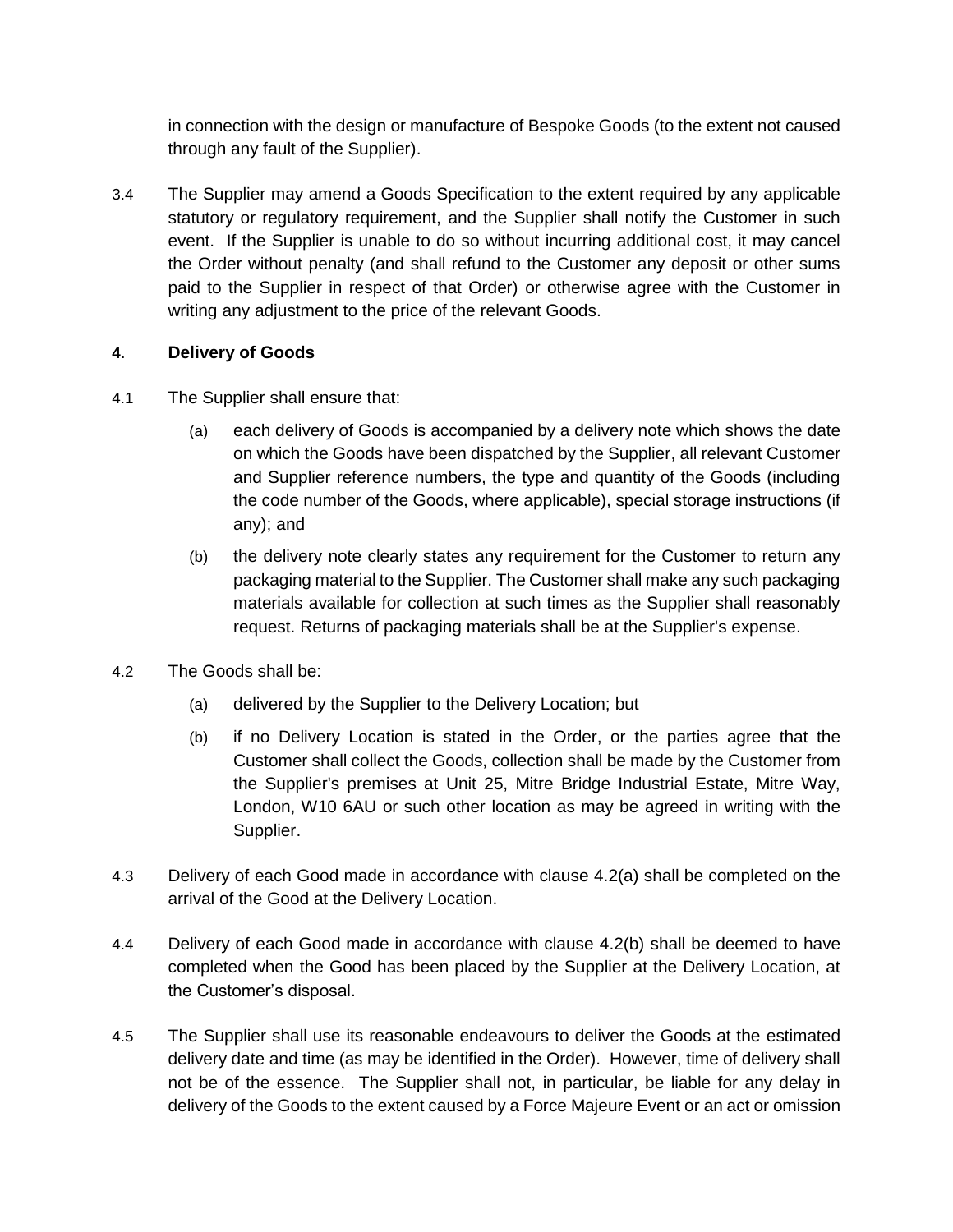in connection with the design or manufacture of Bespoke Goods (to the extent not caused through any fault of the Supplier).

3.4 The Supplier may amend a Goods Specification to the extent required by any applicable statutory or regulatory requirement, and the Supplier shall notify the Customer in such event. If the Supplier is unable to do so without incurring additional cost, it may cancel the Order without penalty (and shall refund to the Customer any deposit or other sums paid to the Supplier in respect of that Order) or otherwise agree with the Customer in writing any adjustment to the price of the relevant Goods.

## 4. Delivery of Goods

4.1 The Supplier shall ensure that:

(a) each delivery of Goods is accompanied by a delivery note which shows the date on which the Goods have been dispatched by the Supplier, all relevant Customer and Supplier reference numbers, the type and quantity of the Goods (including the code number of the Goods, where applicable), special storage instructions (if any); and

(b) the delivery note clearly states any requirement for the Customer to return any packaging material to the Supplier. The Customer shall make any such packaging materials available for collection at such times as the Supplier shall reasonably request. Returns of packaging materials shall be at the Supplier's expense.

4.2 The Goods shall be:

(a) delivered by the Supplier to the Delivery Location; but

(b) if no Delivery Location is stated in the Order, or the parties agree that the Customer shall collect the Goods, collection shall be made by the Customer from the Supplier's premises at Unit 25, Mitre Bridge Industrial Estate, Mitre Way, London, W10 6AU or such other location as may be agreed in writing with the Supplier.

4.3 Delivery of each Good made in accordance with clause 4.2(a) shall be completed on the arrival of the Good at the Delivery Location.

4.4 Delivery of each Good made in accordance with clause 4.2(b) shall be deemed to have completed when the Good has been placed by the Supplier at the Delivery Location, at the Customer's disposal.

4.5 The Supplier shall use its reasonable endeavours to deliver the Goods at the estimated delivery date and time (as may be identified in the Order). However, time of delivery shall not be of the essence. The Supplier shall not, in particular, be liable for any delay in delivery of the Goods to the extent caused by a Force Majeure Event or an act or omission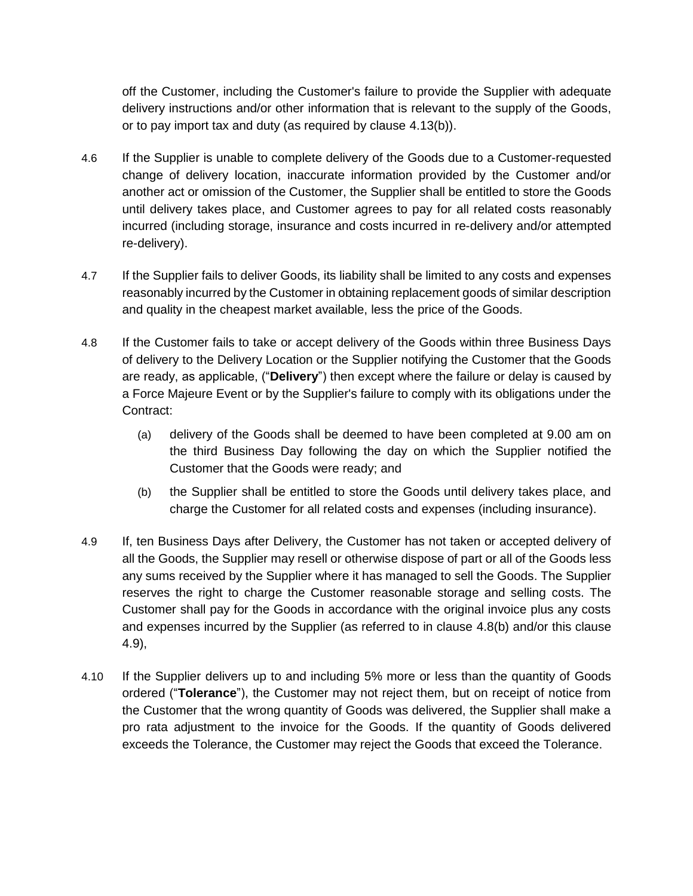off the Customer, including the Customer's failure to provide the Supplier with adequate delivery instructions and/or other information that is relevant to the supply of the Goods, or to pay import tax and duty (as required by clause 4.13(b)).

4.6 If the Supplier is unable to complete delivery of the Goods due to a Customer-requested change of delivery location, inaccurate information provided by the Customer and/or another act or omission of the Customer, the Supplier shall be entitled to store the Goods until delivery takes place, and Customer agrees to pay for all related costs reasonably incurred (including storage, insurance and costs incurred in re-delivery and/or attempted re-delivery).

4.7 If the Supplier fails to deliver Goods, its liability shall be limited to any costs and expenses reasonably incurred by the Customer in obtaining replacement goods of similar description and quality in the cheapest market available, less the price of the Goods.

4.8 If the Customer fails to take or accept delivery of the Goods within three Business Days of delivery to the Delivery Location or the Supplier notifying the Customer that the Goods are ready, as applicable, ("**Delivery**") then except where the failure or delay is caused by a Force Majeure Event or by the Supplier's failure to comply with its obligations under the Contract:

(a) delivery of the Goods shall be deemed to have been completed at 9.00 am on the third Business Day following the day on which the Supplier notified the Customer that the Goods were ready; and

(b) the Supplier shall be entitled to store the Goods until delivery takes place, and charge the Customer for all related costs and expenses (including insurance).

4.9 If, ten Business Days after Delivery, the Customer has not taken or accepted delivery of all the Goods, the Supplier may resell or otherwise dispose of part or all of the Goods less any sums received by the Supplier where it has managed to sell the Goods. The Supplier reserves the right to charge the Customer reasonable storage and selling costs. The Customer shall pay for the Goods in accordance with the original invoice plus any costs and expenses incurred by the Supplier (as referred to in clause 4.8(b) and/or this clause 4.9),

4.10 If the Supplier delivers up to and including 5% more or less than the quantity of Goods ordered ("**Tolerance**"), the Customer may not reject them, but on receipt of notice from the Customer that the wrong quantity of Goods was delivered, the Supplier shall make a pro rata adjustment to the invoice for the Goods. If the quantity of Goods delivered exceeds the Tolerance, the Customer may reject the Goods that exceed the Tolerance.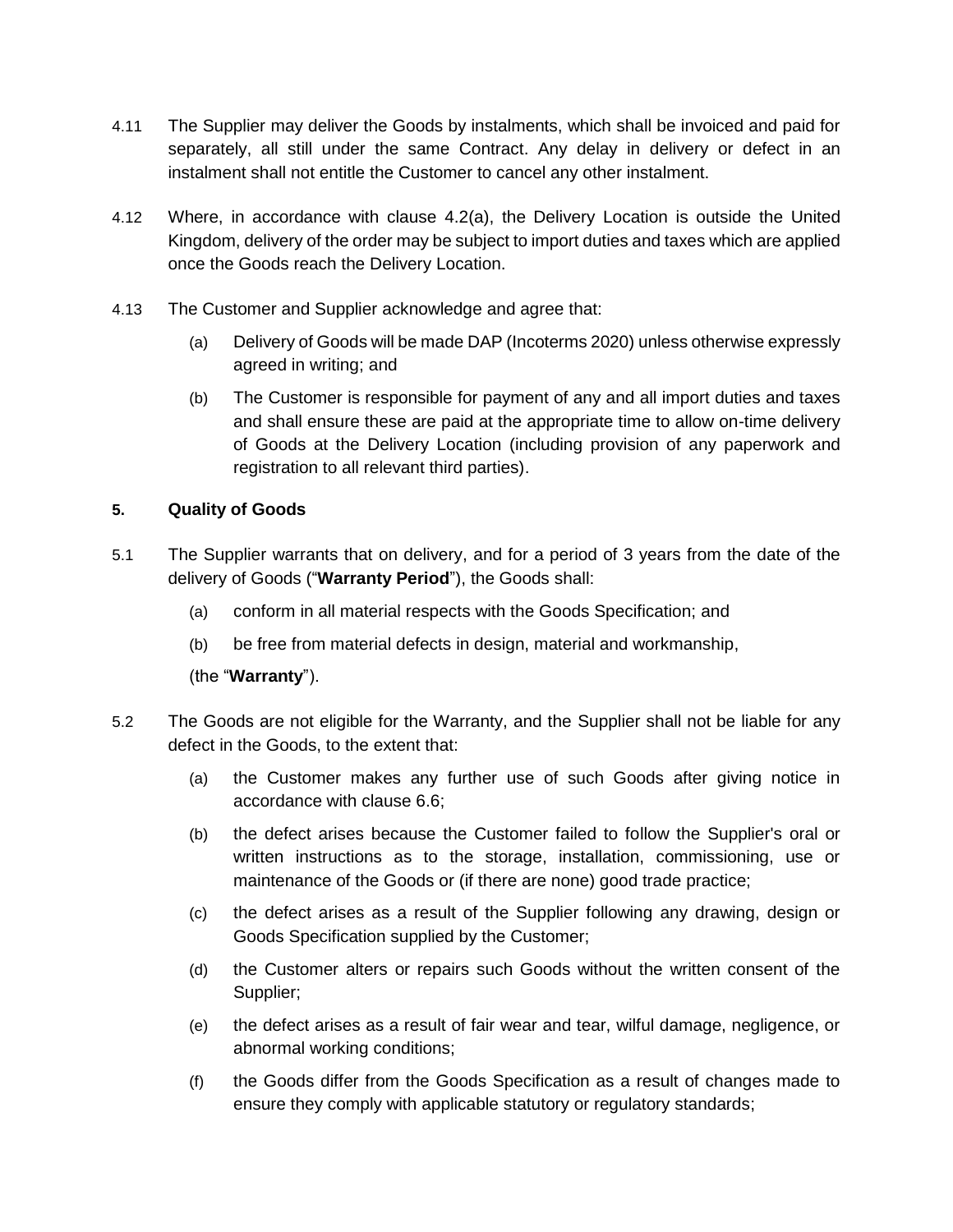4.11 The Supplier may deliver the Goods by instalments, which shall be invoiced and paid for separately, all still under the same Contract. Any delay in delivery or defect in an instalment shall not entitle the Customer to cancel any other instalment.

4.12 Where, in accordance with clause 4.2(a), the Delivery Location is outside the United Kingdom, delivery of the order may be subject to import duties and taxes which are applied once the Goods reach the Delivery Location.

4.13 The Customer and Supplier acknowledge and agree that:

(a) Delivery of Goods will be made DAP (Incoterms 2020) unless otherwise expressly agreed in writing; and

(b) The Customer is responsible for payment of any and all import duties and taxes and shall ensure these are paid at the appropriate time to allow on-time delivery of Goods at the Delivery Location (including provision of any paperwork and registration to all relevant third parties).

## 5. Quality of Goods

5.1 The Supplier warrants that on delivery, and for a period of 3 years from the date of the delivery of Goods ("**Warranty Period**"), the Goods shall:

(a) conform in all material respects with the Goods Specification; and

(b) be free from material defects in design, material and workmanship,

(the "**Warranty**").

5.2 The Goods are not eligible for the Warranty, and the Supplier shall not be liable for any defect in the Goods, to the extent that:

(a) the Customer makes any further use of such Goods after giving notice in accordance with clause 6.6;

(b) the defect arises because the Customer failed to follow the Supplier's oral or written instructions as to the storage, installation, commissioning, use or maintenance of the Goods or (if there are none) good trade practice;

(c) the defect arises as a result of the Supplier following any drawing, design or Goods Specification supplied by the Customer;

(d) the Customer alters or repairs such Goods without the written consent of the Supplier;

(e) the defect arises as a result of fair wear and tear, wilful damage, negligence, or abnormal working conditions;

(f) the Goods differ from the Goods Specification as a result of changes made to ensure they comply with applicable statutory or regulatory standards;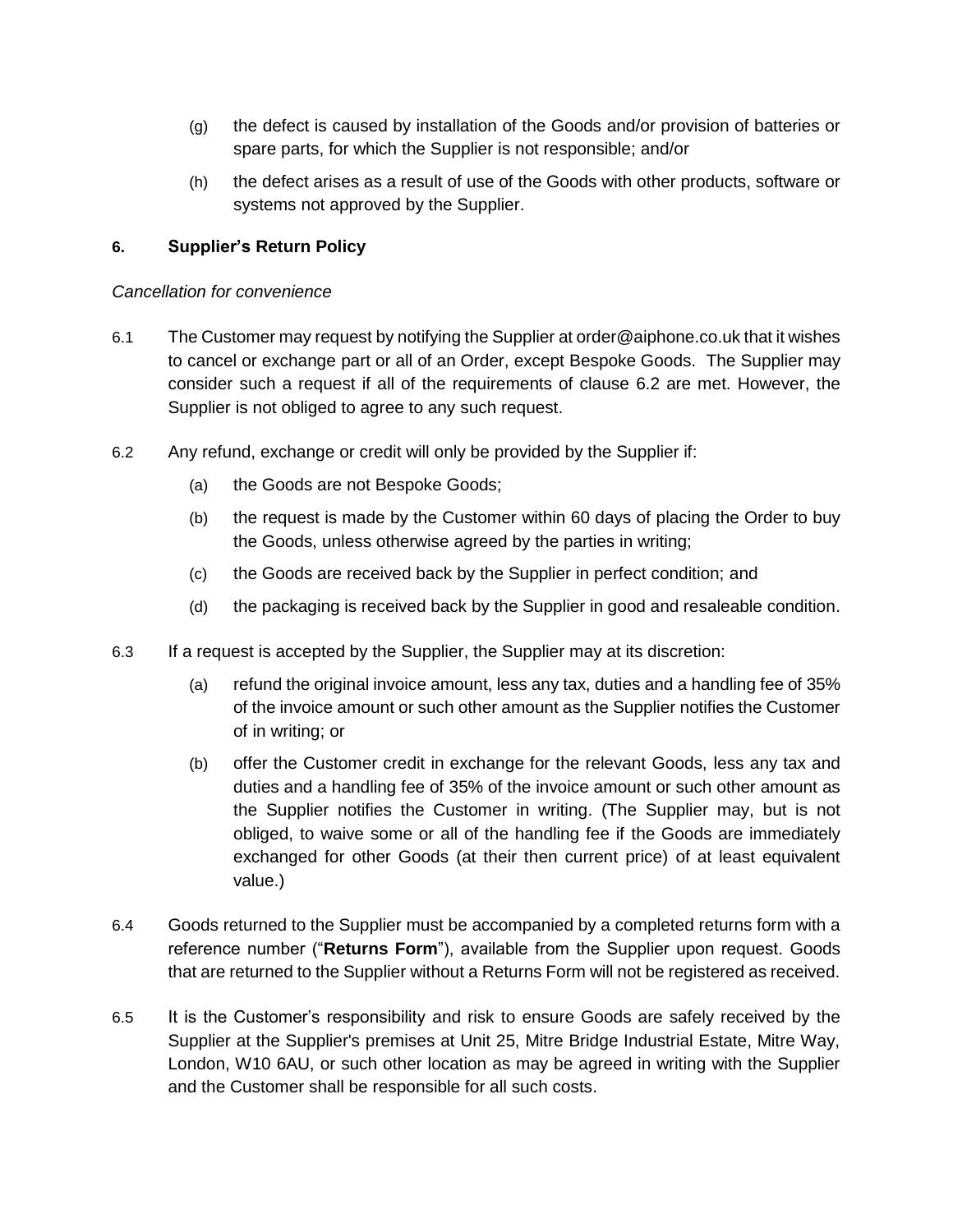(g) the defect is caused by installation of the Goods and/or provision of batteries or spare parts, for which the Supplier is not responsible; and/or

(h) the defect arises as a result of use of the Goods with other products, software or systems not approved by the Supplier.

## 6. Supplier's Return Policy

*Cancellation for convenience*

6.1 The Customer may request by notifying the Supplier at order@aiphone.co.uk that it wishes to cancel or exchange part or all of an Order, except Bespoke Goods. The Supplier may consider such a request if all of the requirements of clause 6.2 are met. However, the Supplier is not obliged to agree to any such request.

6.2 Any refund, exchange or credit will only be provided by the Supplier if:

(a) the Goods are not Bespoke Goods;

(b) the request is made by the Customer within 60 days of placing the Order to buy the Goods, unless otherwise agreed by the parties in writing;

(c) the Goods are received back by the Supplier in perfect condition; and

(d) the packaging is received back by the Supplier in good and resaleable condition.

6.3 If a request is accepted by the Supplier, the Supplier may at its discretion:

(a) refund the original invoice amount, less any tax, duties and a handling fee of 35% of the invoice amount or such other amount as the Supplier notifies the Customer of in writing; or

(b) offer the Customer credit in exchange for the relevant Goods, less any tax and duties and a handling fee of 35% of the invoice amount or such other amount as the Supplier notifies the Customer in writing. (The Supplier may, but is not obliged, to waive some or all of the handling fee if the Goods are immediately exchanged for other Goods (at their then current price) of at least equivalent value.)

6.4 Goods returned to the Supplier must be accompanied by a completed returns form with a reference number ("**Returns Form**"), available from the Supplier upon request. Goods that are returned to the Supplier without a Returns Form will not be registered as received.

6.5 It is the Customer's responsibility and risk to ensure Goods are safely received by the Supplier at the Supplier's premises at Unit 25, Mitre Bridge Industrial Estate, Mitre Way, London, W10 6AU, or such other location as may be agreed in writing with the Supplier and the Customer shall be responsible for all such costs.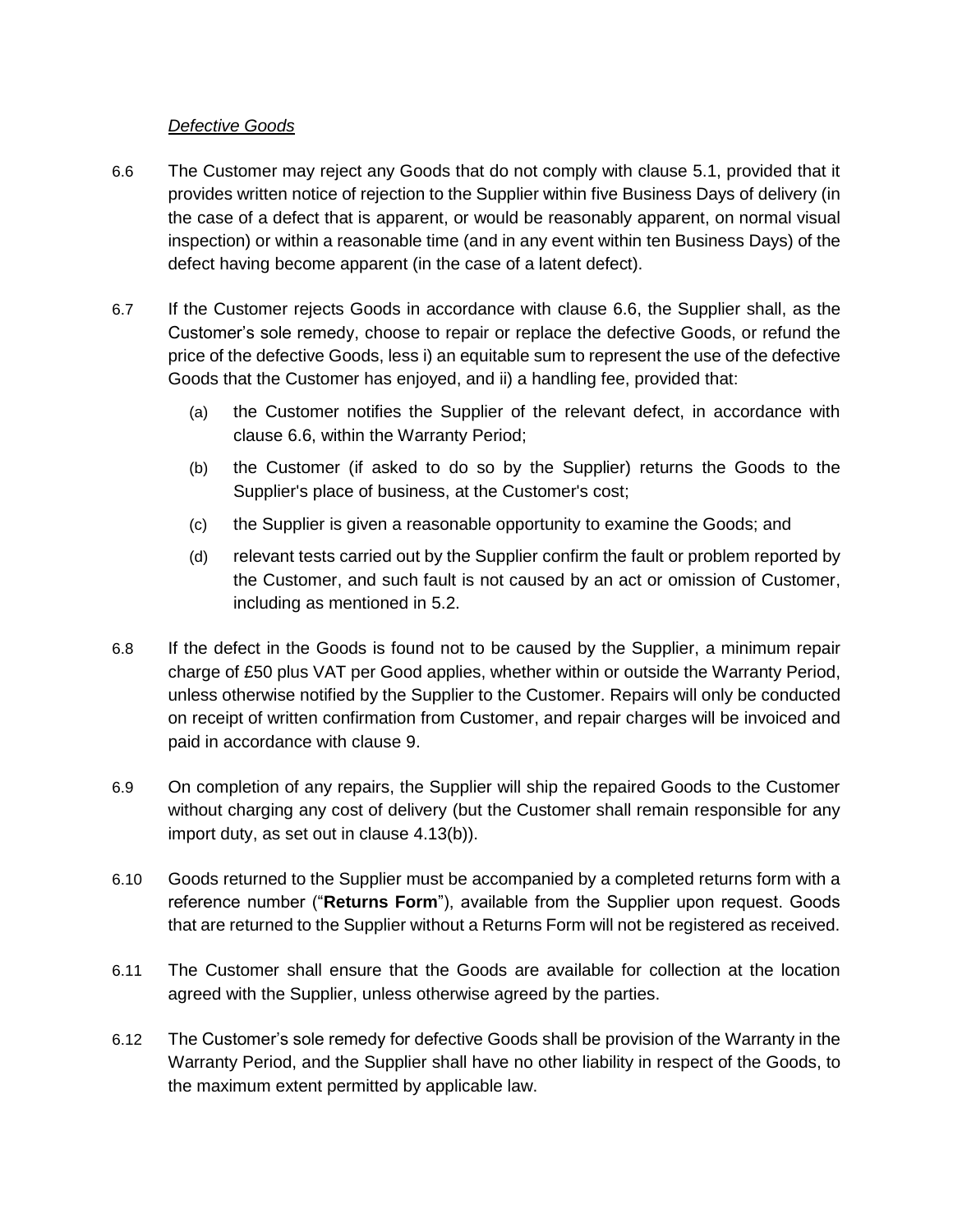*Defective Goods*

6.6 The Customer may reject any Goods that do not comply with clause 5.1, provided that it provides written notice of rejection to the Supplier within five Business Days of delivery (in the case of a defect that is apparent, or would be reasonably apparent, on normal visual inspection) or within a reasonable time (and in any event within ten Business Days) of the defect having become apparent (in the case of a latent defect).

6.7 If the Customer rejects Goods in accordance with clause 6.6, the Supplier shall, as the Customer's sole remedy, choose to repair or replace the defective Goods, or refund the price of the defective Goods, less i) an equitable sum to represent the use of the defective Goods that the Customer has enjoyed, and ii) a handling fee, provided that:

(a) the Customer notifies the Supplier of the relevant defect, in accordance with clause 6.6, within the Warranty Period;

(b) the Customer (if asked to do so by the Supplier) returns the Goods to the Supplier's place of business, at the Customer's cost;

(c) the Supplier is given a reasonable opportunity to examine the Goods; and

(d) relevant tests carried out by the Supplier confirm the fault or problem reported by the Customer, and such fault is not caused by an act or omission of Customer, including as mentioned in 5.2.

6.8 If the defect in the Goods is found not to be caused by the Supplier, a minimum repair charge of £50 plus VAT per Good applies, whether within or outside the Warranty Period, unless otherwise notified by the Supplier to the Customer. Repairs will only be conducted on receipt of written confirmation from Customer, and repair charges will be invoiced and paid in accordance with clause 9.

6.9 On completion of any repairs, the Supplier will ship the repaired Goods to the Customer without charging any cost of delivery (but the Customer shall remain responsible for any import duty, as set out in clause 4.13(b)).

6.10 Goods returned to the Supplier must be accompanied by a completed returns form with a reference number ("**Returns Form**"), available from the Supplier upon request. Goods that are returned to the Supplier without a Returns Form will not be registered as received.

6.11 The Customer shall ensure that the Goods are available for collection at the location agreed with the Supplier, unless otherwise agreed by the parties.

6.12 The Customer's sole remedy for defective Goods shall be provision of the Warranty in the Warranty Period, and the Supplier shall have no other liability in respect of the Goods, to the maximum extent permitted by applicable law.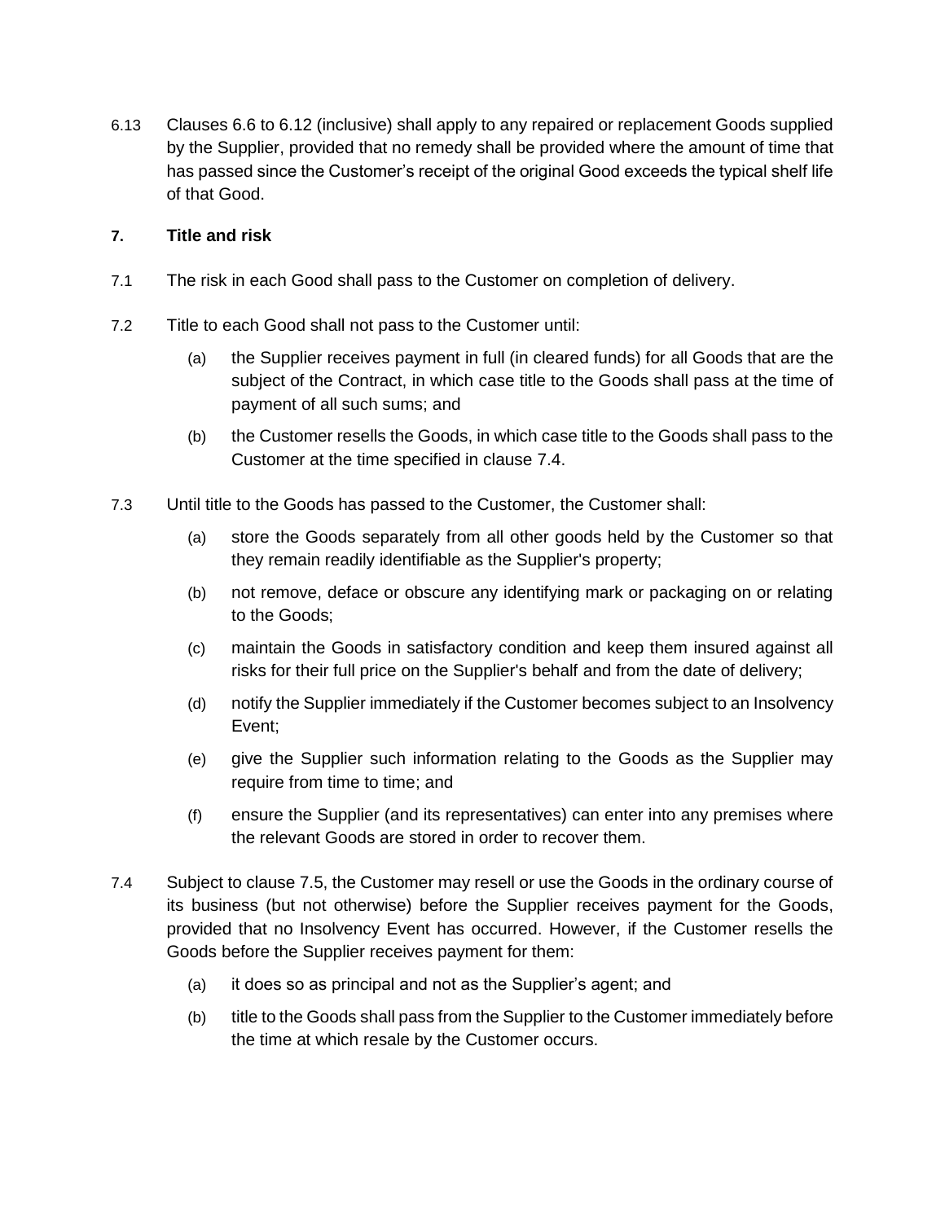6.13 Clauses 6.6 to 6.12 (inclusive) shall apply to any repaired or replacement Goods supplied by the Supplier, provided that no remedy shall be provided where the amount of time that has passed since the Customer's receipt of the original Good exceeds the typical shelf life of that Good.

## 7. Title and risk

7.1 The risk in each Good shall pass to the Customer on completion of delivery.

7.2 Title to each Good shall not pass to the Customer until:

(a) the Supplier receives payment in full (in cleared funds) for all Goods that are the subject of the Contract, in which case title to the Goods shall pass at the time of payment of all such sums; and

(b) the Customer resells the Goods, in which case title to the Goods shall pass to the Customer at the time specified in clause 7.4.

7.3 Until title to the Goods has passed to the Customer, the Customer shall:

(a) store the Goods separately from all other goods held by the Customer so that they remain readily identifiable as the Supplier's property;

(b) not remove, deface or obscure any identifying mark or packaging on or relating to the Goods;

(c) maintain the Goods in satisfactory condition and keep them insured against all risks for their full price on the Supplier's behalf and from the date of delivery;

(d) notify the Supplier immediately if the Customer becomes subject to an Insolvency Event;

(e) give the Supplier such information relating to the Goods as the Supplier may require from time to time; and

(f) ensure the Supplier (and its representatives) can enter into any premises where the relevant Goods are stored in order to recover them.

7.4 Subject to clause 7.5, the Customer may resell or use the Goods in the ordinary course of its business (but not otherwise) before the Supplier receives payment for the Goods, provided that no Insolvency Event has occurred. However, if the Customer resells the Goods before the Supplier receives payment for them:

(a) it does so as principal and not as the Supplier's agent; and

(b) title to the Goods shall pass from the Supplier to the Customer immediately before the time at which resale by the Customer occurs.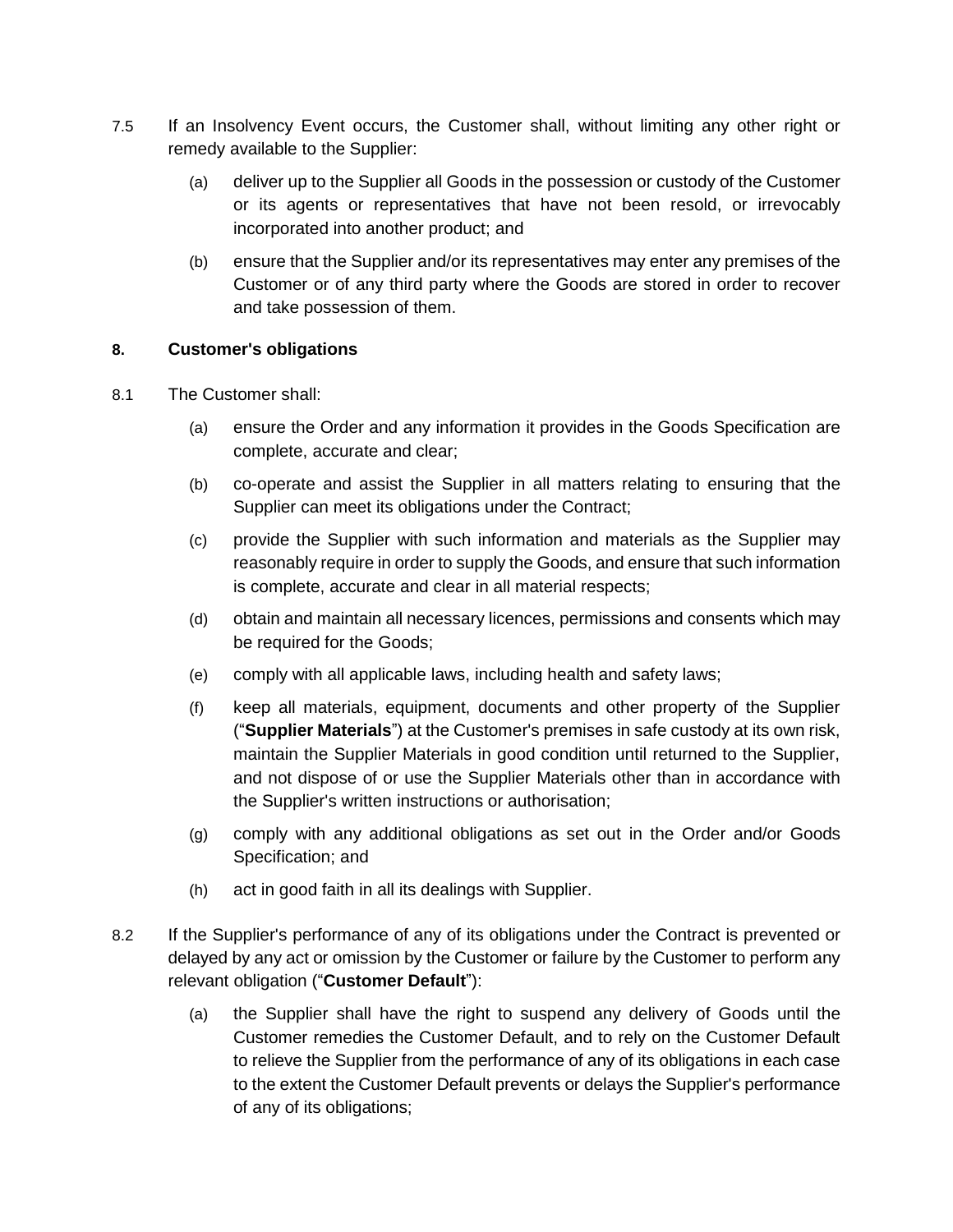7.5 If an Insolvency Event occurs, the Customer shall, without limiting any other right or remedy available to the Supplier:

(a) deliver up to the Supplier all Goods in the possession or custody of the Customer or its agents or representatives that have not been resold, or irrevocably incorporated into another product; and

(b) ensure that the Supplier and/or its representatives may enter any premises of the Customer or of any third party where the Goods are stored in order to recover and take possession of them.

## 8. Customer's obligations

8.1 The Customer shall:

(a) ensure the Order and any information it provides in the Goods Specification are complete, accurate and clear;

(b) co-operate and assist the Supplier in all matters relating to ensuring that the Supplier can meet its obligations under the Contract;

(c) provide the Supplier with such information and materials as the Supplier may reasonably require in order to supply the Goods, and ensure that such information is complete, accurate and clear in all material respects;

(d) obtain and maintain all necessary licences, permissions and consents which may be required for the Goods;

(e) comply with all applicable laws, including health and safety laws;

(f) keep all materials, equipment, documents and other property of the Supplier ("**Supplier Materials**") at the Customer's premises in safe custody at its own risk, maintain the Supplier Materials in good condition until returned to the Supplier, and not dispose of or use the Supplier Materials other than in accordance with the Supplier's written instructions or authorisation;

(g) comply with any additional obligations as set out in the Order and/or Goods Specification; and

(h) act in good faith in all its dealings with Supplier.

8.2 If the Supplier's performance of any of its obligations under the Contract is prevented or delayed by any act or omission by the Customer or failure by the Customer to perform any relevant obligation ("**Customer Default**"):

(a) the Supplier shall have the right to suspend any delivery of Goods until the Customer remedies the Customer Default, and to rely on the Customer Default to relieve the Supplier from the performance of any of its obligations in each case to the extent the Customer Default prevents or delays the Supplier's performance of any of its obligations;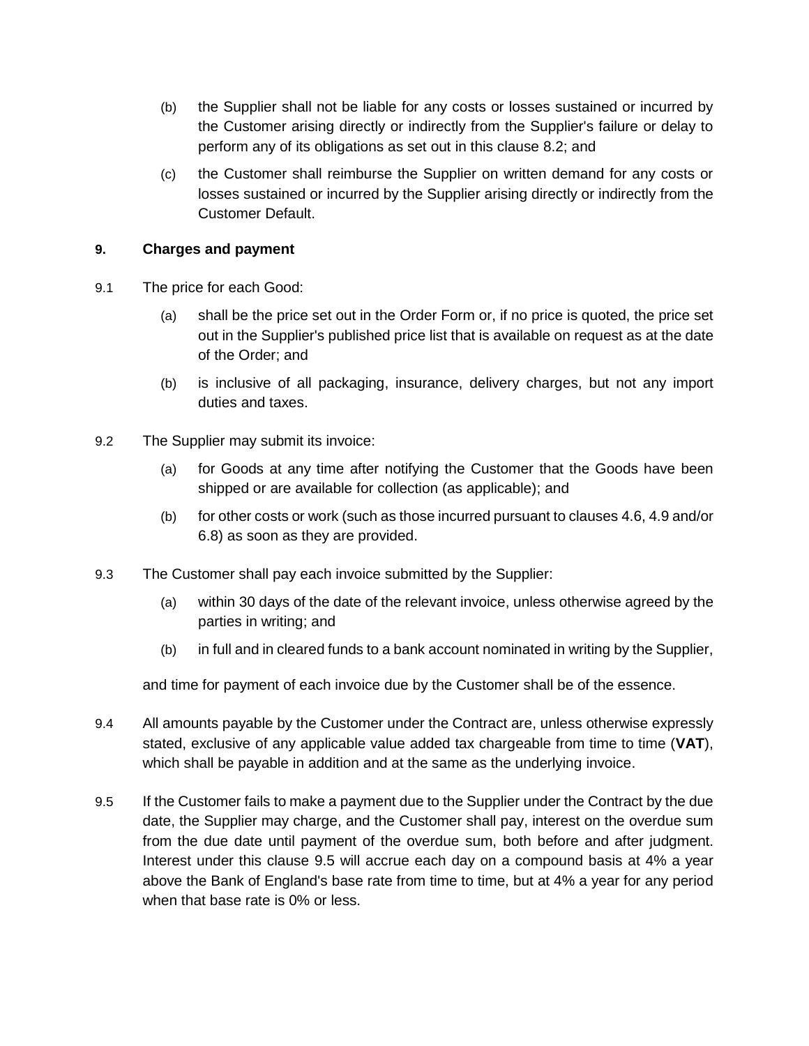(b) the Supplier shall not be liable for any costs or losses sustained or incurred by the Customer arising directly or indirectly from the Supplier's failure or delay to perform any of its obligations as set out in this clause 8.2; and

(c) the Customer shall reimburse the Supplier on written demand for any costs or losses sustained or incurred by the Supplier arising directly or indirectly from the Customer Default.

## 9. Charges and payment

9.1 The price for each Good:

(a) shall be the price set out in the Order Form or, if no price is quoted, the price set out in the Supplier's published price list that is available on request as at the date of the Order; and

(b) is inclusive of all packaging, insurance, delivery charges, but not any import duties and taxes.

9.2 The Supplier may submit its invoice:

(a) for Goods at any time after notifying the Customer that the Goods have been shipped or are available for collection (as applicable); and

(b) for other costs or work (such as those incurred pursuant to clauses 4.6, 4.9 and/or 6.8) as soon as they are provided.

9.3 The Customer shall pay each invoice submitted by the Supplier:

(a) within 30 days of the date of the relevant invoice, unless otherwise agreed by the parties in writing; and

(b) in full and in cleared funds to a bank account nominated in writing by the Supplier,

and time for payment of each invoice due by the Customer shall be of the essence.

9.4 All amounts payable by the Customer under the Contract are, unless otherwise expressly stated, exclusive of any applicable value added tax chargeable from time to time (**VAT**), which shall be payable in addition and at the same as the underlying invoice.

9.5 If the Customer fails to make a payment due to the Supplier under the Contract by the due date, the Supplier may charge, and the Customer shall pay, interest on the overdue sum from the due date until payment of the overdue sum, both before and after judgment. Interest under this clause 9.5 will accrue each day on a compound basis at 4% a year above the Bank of England's base rate from time to time, but at 4% a year for any period when that base rate is 0% or less.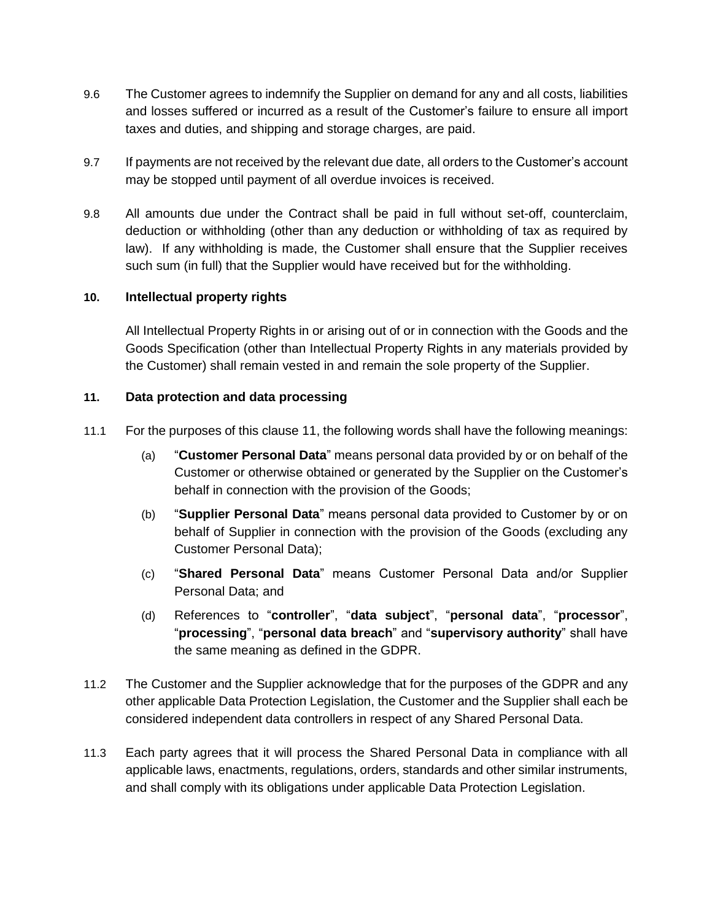9.6 The Customer agrees to indemnify the Supplier on demand for any and all costs, liabilities and losses suffered or incurred as a result of the Customer's failure to ensure all import taxes and duties, and shipping and storage charges, are paid.

9.7 If payments are not received by the relevant due date, all orders to the Customer's account may be stopped until payment of all overdue invoices is received.

9.8 All amounts due under the Contract shall be paid in full without set-off, counterclaim, deduction or withholding (other than any deduction or withholding of tax as required by law). If any withholding is made, the Customer shall ensure that the Supplier receives such sum (in full) that the Supplier would have received but for the withholding.

**10. Intellectual property rights**

All Intellectual Property Rights in or arising out of or in connection with the Goods and the Goods Specification (other than Intellectual Property Rights in any materials provided by the Customer) shall remain vested in and remain the sole property of the Supplier.

**11. Data protection and data processing**

11.1 For the purposes of this clause 11, the following words shall have the following meanings:

(a) "**Customer Personal Data**" means personal data provided by or on behalf of the Customer or otherwise obtained or generated by the Supplier on the Customer's behalf in connection with the provision of the Goods;

(b) "**Supplier Personal Data**" means personal data provided to Customer by or on behalf of Supplier in connection with the provision of the Goods (excluding any Customer Personal Data);

(c) "**Shared Personal Data**" means Customer Personal Data and/or Supplier Personal Data; and

(d) References to "**controller**", "**data subject**", "**personal data**", "**processor**", "**processing**", "**personal data breach**" and "**supervisory authority**" shall have the same meaning as defined in the GDPR.

11.2 The Customer and the Supplier acknowledge that for the purposes of the GDPR and any other applicable Data Protection Legislation, the Customer and the Supplier shall each be considered independent data controllers in respect of any Shared Personal Data.

11.3 Each party agrees that it will process the Shared Personal Data in compliance with all applicable laws, enactments, regulations, orders, standards and other similar instruments, and shall comply with its obligations under applicable Data Protection Legislation.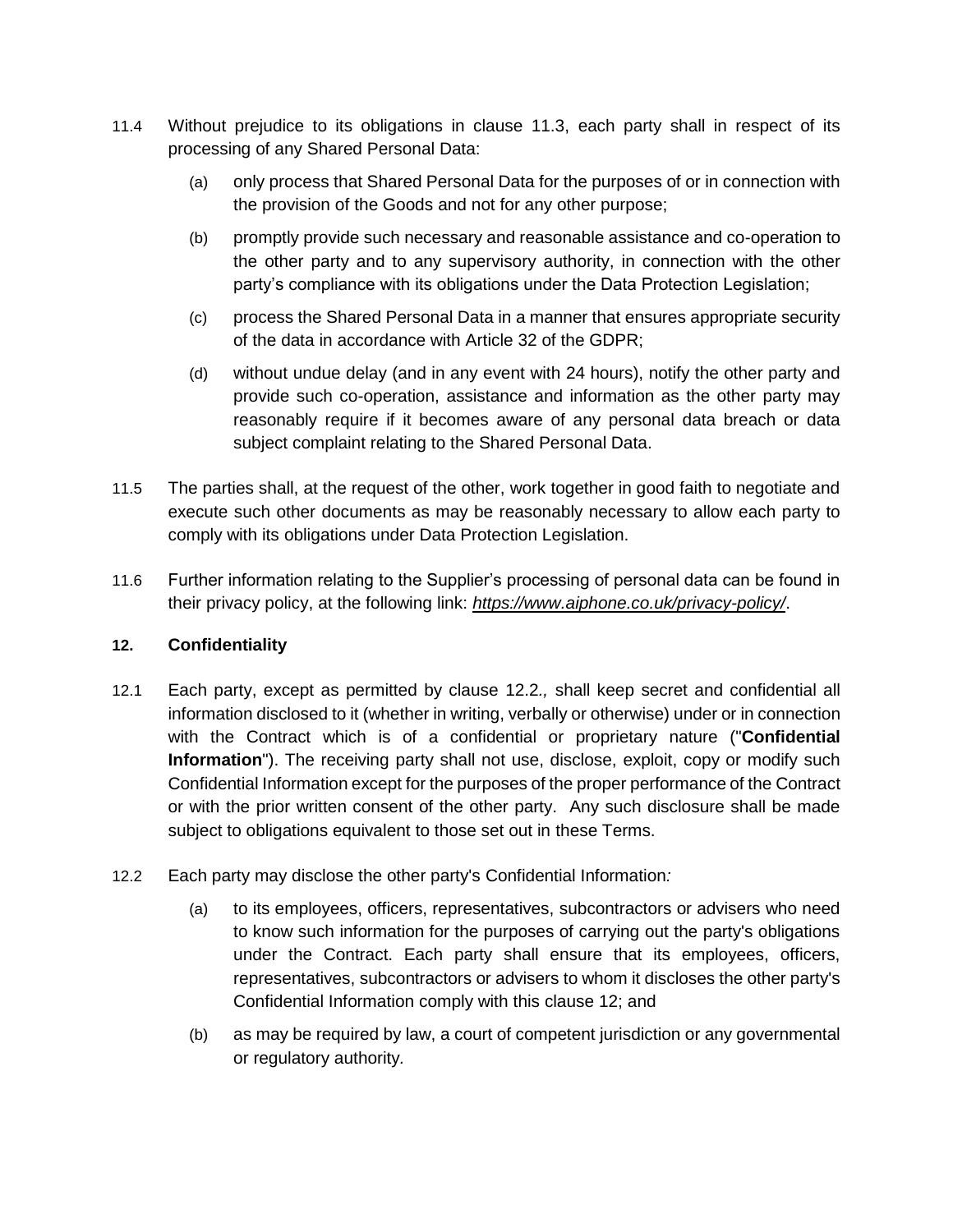11.4 Without prejudice to its obligations in clause 11.3, each party shall in respect of its processing of any Shared Personal Data:

(a) only process that Shared Personal Data for the purposes of or in connection with the provision of the Goods and not for any other purpose;

(b) promptly provide such necessary and reasonable assistance and co-operation to the other party and to any supervisory authority, in connection with the other party's compliance with its obligations under the Data Protection Legislation;

(c) process the Shared Personal Data in a manner that ensures appropriate security of the data in accordance with Article 32 of the GDPR;

(d) without undue delay (and in any event with 24 hours), notify the other party and provide such co-operation, assistance and information as the other party may reasonably require if it becomes aware of any personal data breach or data subject complaint relating to the Shared Personal Data.

11.5 The parties shall, at the request of the other, work together in good faith to negotiate and execute such other documents as may be reasonably necessary to allow each party to comply with its obligations under Data Protection Legislation.

11.6 Further information relating to the Supplier's processing of personal data can be found in their privacy policy, at the following link: *https://www.aiphone.co.uk/privacy-policy/*.

## 12. Confidentiality

12.1 Each party, except as permitted by clause 12.2*,* shall keep secret and confidential all information disclosed to it (whether in writing, verbally or otherwise) under or in connection with the Contract which is of a confidential or proprietary nature ("**Confidential Information**"). The receiving party shall not use, disclose, exploit, copy or modify such Confidential Information except for the purposes of the proper performance of the Contract or with the prior written consent of the other party. Any such disclosure shall be made subject to obligations equivalent to those set out in these Terms.

12.2 Each party may disclose the other party's Confidential Information*:*

(a) to its employees, officers, representatives, subcontractors or advisers who need to know such information for the purposes of carrying out the party's obligations under the Contract. Each party shall ensure that its employees, officers, representatives, subcontractors or advisers to whom it discloses the other party's Confidential Information comply with this clause 12; and

(b) as may be required by law, a court of competent jurisdiction or any governmental or regulatory authority.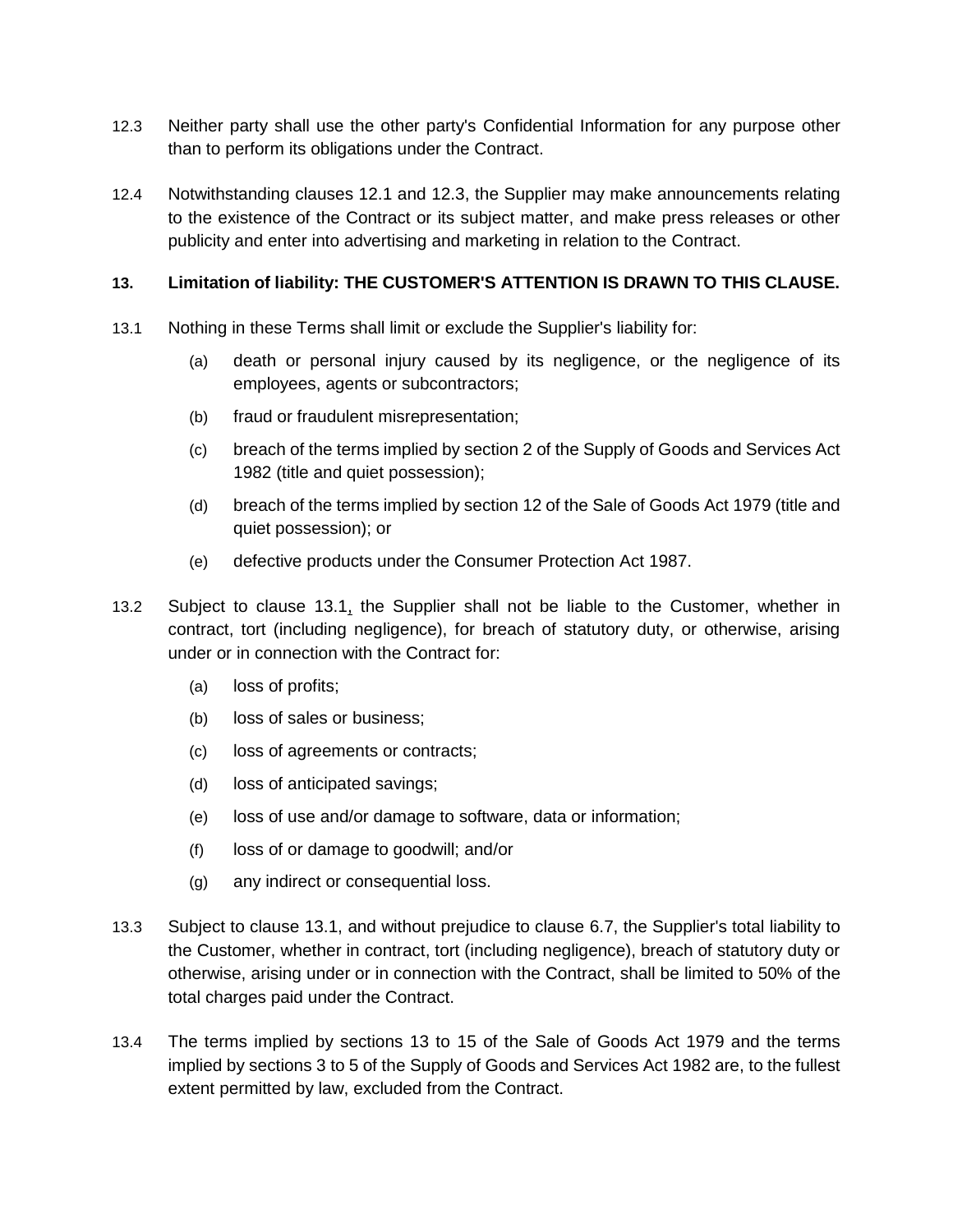12.3 Neither party shall use the other party's Confidential Information for any purpose other than to perform its obligations under the Contract.

12.4 Notwithstanding clauses 12.1 and 12.3, the Supplier may make announcements relating to the existence of the Contract or its subject matter, and make press releases or other publicity and enter into advertising and marketing in relation to the Contract.

## 13. Limitation of liability: THE CUSTOMER'S ATTENTION IS DRAWN TO THIS CLAUSE.

13.1 Nothing in these Terms shall limit or exclude the Supplier's liability for:

- (a) death or personal injury caused by its negligence, or the negligence of its employees, agents or subcontractors;
- (b) fraud or fraudulent misrepresentation;
- (c) breach of the terms implied by section 2 of the Supply of Goods and Services Act 1982 (title and quiet possession);
- (d) breach of the terms implied by section 12 of the Sale of Goods Act 1979 (title and quiet possession); or
- (e) defective products under the Consumer Protection Act 1987.

13.2 Subject to clause 13.1, the Supplier shall not be liable to the Customer, whether in contract, tort (including negligence), for breach of statutory duty, or otherwise, arising under or in connection with the Contract for:

- (a) loss of profits;
- (b) loss of sales or business;
- (c) loss of agreements or contracts;
- (d) loss of anticipated savings;
- (e) loss of use and/or damage to software, data or information;
- (f) loss of or damage to goodwill; and/or
- (g) any indirect or consequential loss.

13.3 Subject to clause 13.1, and without prejudice to clause 6.7, the Supplier's total liability to the Customer, whether in contract, tort (including negligence), breach of statutory duty or otherwise, arising under or in connection with the Contract, shall be limited to 50% of the total charges paid under the Contract.

13.4 The terms implied by sections 13 to 15 of the Sale of Goods Act 1979 and the terms implied by sections 3 to 5 of the Supply of Goods and Services Act 1982 are, to the fullest extent permitted by law, excluded from the Contract.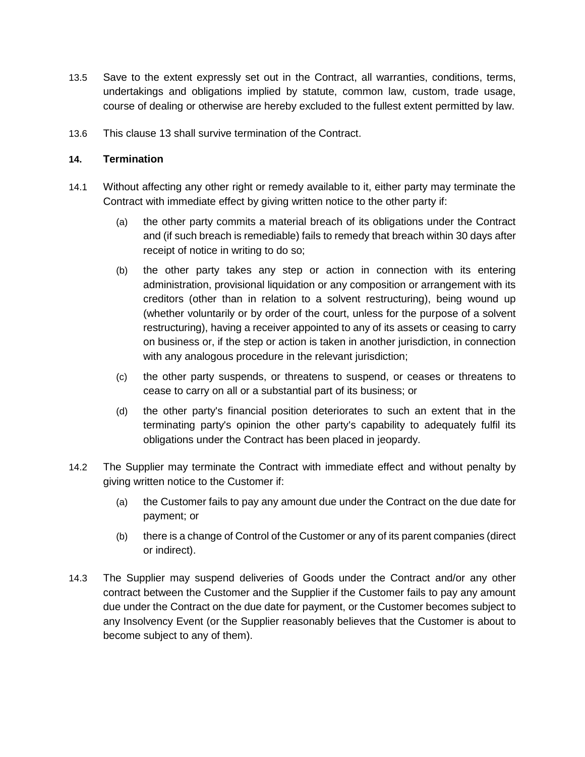13.5 Save to the extent expressly set out in the Contract, all warranties, conditions, terms, undertakings and obligations implied by statute, common law, custom, trade usage, course of dealing or otherwise are hereby excluded to the fullest extent permitted by law.

13.6 This clause 13 shall survive termination of the Contract.

## 14. Termination

14.1 Without affecting any other right or remedy available to it, either party may terminate the Contract with immediate effect by giving written notice to the other party if:

- (a) the other party commits a material breach of its obligations under the Contract and (if such breach is remediable) fails to remedy that breach within 30 days after receipt of notice in writing to do so;
- (b) the other party takes any step or action in connection with its entering administration, provisional liquidation or any composition or arrangement with its creditors (other than in relation to a solvent restructuring), being wound up (whether voluntarily or by order of the court, unless for the purpose of a solvent restructuring), having a receiver appointed to any of its assets or ceasing to carry on business or, if the step or action is taken in another jurisdiction, in connection with any analogous procedure in the relevant jurisdiction;
- (c) the other party suspends, or threatens to suspend, or ceases or threatens to cease to carry on all or a substantial part of its business; or
- (d) the other party's financial position deteriorates to such an extent that in the terminating party's opinion the other party's capability to adequately fulfil its obligations under the Contract has been placed in jeopardy.

14.2 The Supplier may terminate the Contract with immediate effect and without penalty by giving written notice to the Customer if:

- (a) the Customer fails to pay any amount due under the Contract on the due date for payment; or
- (b) there is a change of Control of the Customer or any of its parent companies (direct or indirect).

14.3 The Supplier may suspend deliveries of Goods under the Contract and/or any other contract between the Customer and the Supplier if the Customer fails to pay any amount due under the Contract on the due date for payment, or the Customer becomes subject to any Insolvency Event (or the Supplier reasonably believes that the Customer is about to become subject to any of them).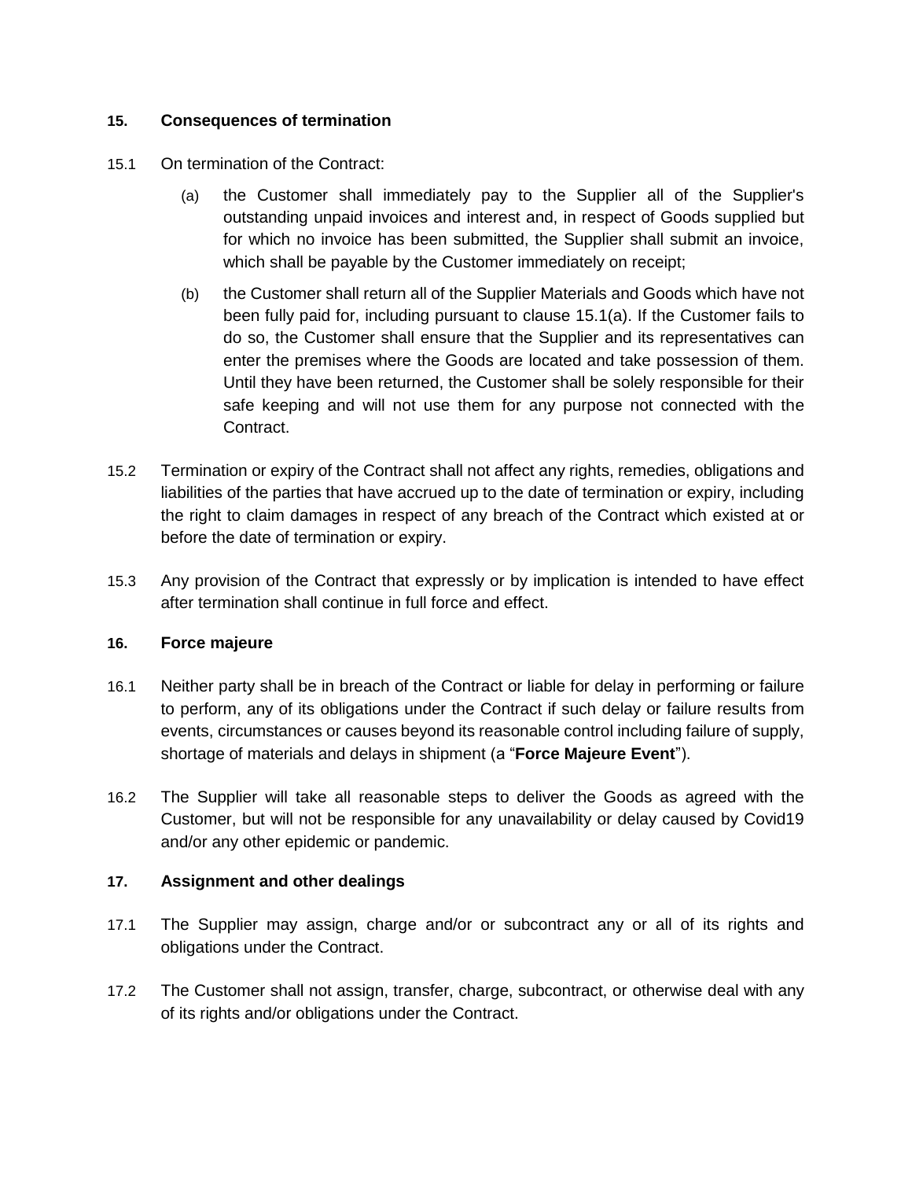## 15. Consequences of termination

15.1 On termination of the Contract:

(a) the Customer shall immediately pay to the Supplier all of the Supplier's outstanding unpaid invoices and interest and, in respect of Goods supplied but for which no invoice has been submitted, the Supplier shall submit an invoice, which shall be payable by the Customer immediately on receipt;

(b) the Customer shall return all of the Supplier Materials and Goods which have not been fully paid for, including pursuant to clause 15.1(a). If the Customer fails to do so, the Customer shall ensure that the Supplier and its representatives can enter the premises where the Goods are located and take possession of them. Until they have been returned, the Customer shall be solely responsible for their safe keeping and will not use them for any purpose not connected with the Contract.

15.2 Termination or expiry of the Contract shall not affect any rights, remedies, obligations and liabilities of the parties that have accrued up to the date of termination or expiry, including the right to claim damages in respect of any breach of the Contract which existed at or before the date of termination or expiry.

15.3 Any provision of the Contract that expressly or by implication is intended to have effect after termination shall continue in full force and effect.

## 16. Force majeure

16.1 Neither party shall be in breach of the Contract or liable for delay in performing or failure to perform, any of its obligations under the Contract if such delay or failure results from events, circumstances or causes beyond its reasonable control including failure of supply, shortage of materials and delays in shipment (a "**Force Majeure Event**").

16.2 The Supplier will take all reasonable steps to deliver the Goods as agreed with the Customer, but will not be responsible for any unavailability or delay caused by Covid19 and/or any other epidemic or pandemic.

## 17. Assignment and other dealings

17.1 The Supplier may assign, charge and/or or subcontract any or all of its rights and obligations under the Contract.

17.2 The Customer shall not assign, transfer, charge, subcontract, or otherwise deal with any of its rights and/or obligations under the Contract.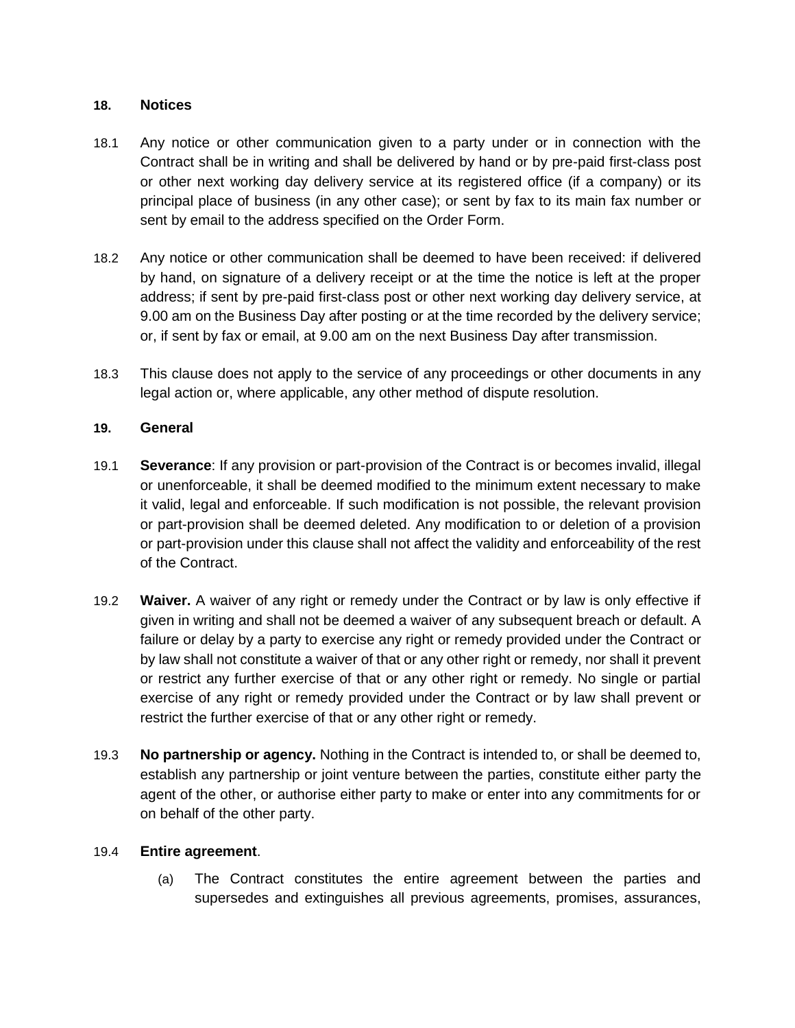## 18. Notices

18.1 Any notice or other communication given to a party under or in connection with the Contract shall be in writing and shall be delivered by hand or by pre-paid first-class post or other next working day delivery service at its registered office (if a company) or its principal place of business (in any other case); or sent by fax to its main fax number or sent by email to the address specified on the Order Form.

18.2 Any notice or other communication shall be deemed to have been received: if delivered by hand, on signature of a delivery receipt or at the time the notice is left at the proper address; if sent by pre-paid first-class post or other next working day delivery service, at 9.00 am on the Business Day after posting or at the time recorded by the delivery service; or, if sent by fax or email, at 9.00 am on the next Business Day after transmission.

18.3 This clause does not apply to the service of any proceedings or other documents in any legal action or, where applicable, any other method of dispute resolution.

## 19. General

19.1 **Severance**: If any provision or part-provision of the Contract is or becomes invalid, illegal or unenforceable, it shall be deemed modified to the minimum extent necessary to make it valid, legal and enforceable. If such modification is not possible, the relevant provision or part-provision shall be deemed deleted. Any modification to or deletion of a provision or part-provision under this clause shall not affect the validity and enforceability of the rest of the Contract.

19.2 **Waiver.** A waiver of any right or remedy under the Contract or by law is only effective if given in writing and shall not be deemed a waiver of any subsequent breach or default. A failure or delay by a party to exercise any right or remedy provided under the Contract or by law shall not constitute a waiver of that or any other right or remedy, nor shall it prevent or restrict any further exercise of that or any other right or remedy. No single or partial exercise of any right or remedy provided under the Contract or by law shall prevent or restrict the further exercise of that or any other right or remedy.

19.3 **No partnership or agency.** Nothing in the Contract is intended to, or shall be deemed to, establish any partnership or joint venture between the parties, constitute either party the agent of the other, or authorise either party to make or enter into any commitments for or on behalf of the other party.

19.4 **Entire agreement**.

(a) The Contract constitutes the entire agreement between the parties and supersedes and extinguishes all previous agreements, promises, assurances,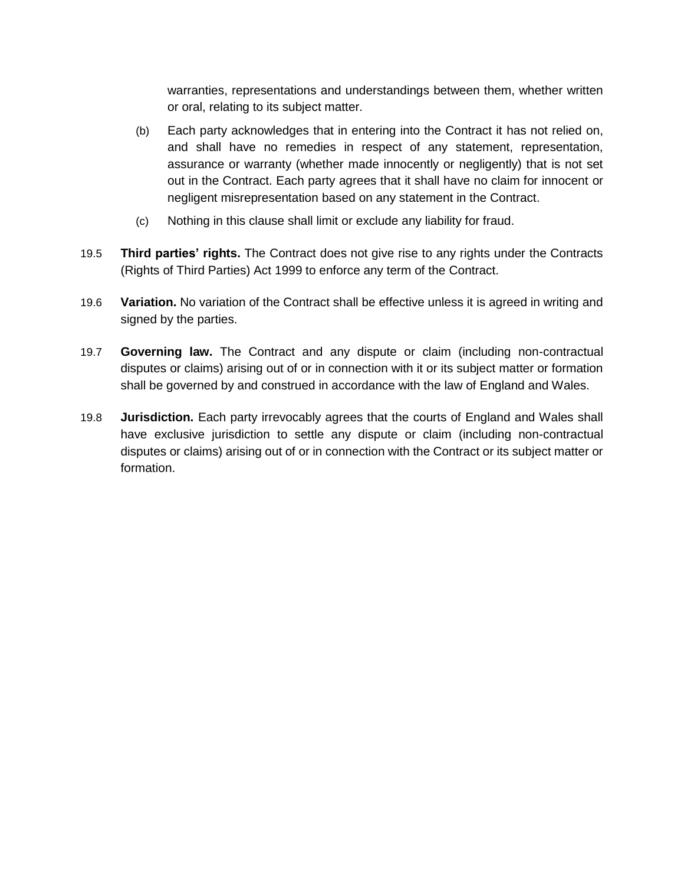warranties, representations and understandings between them, whether written or oral, relating to its subject matter.

(b) Each party acknowledges that in entering into the Contract it has not relied on, and shall have no remedies in respect of any statement, representation, assurance or warranty (whether made innocently or negligently) that is not set out in the Contract. Each party agrees that it shall have no claim for innocent or negligent misrepresentation based on any statement in the Contract.

(c) Nothing in this clause shall limit or exclude any liability for fraud.

19.5 **Third parties' rights.** The Contract does not give rise to any rights under the Contracts (Rights of Third Parties) Act 1999 to enforce any term of the Contract.

19.6 **Variation.** No variation of the Contract shall be effective unless it is agreed in writing and signed by the parties.

19.7 **Governing law.** The Contract and any dispute or claim (including non-contractual disputes or claims) arising out of or in connection with it or its subject matter or formation shall be governed by and construed in accordance with the law of England and Wales.

19.8 **Jurisdiction.** Each party irrevocably agrees that the courts of England and Wales shall have exclusive jurisdiction to settle any dispute or claim (including non-contractual disputes or claims) arising out of or in connection with the Contract or its subject matter or formation.